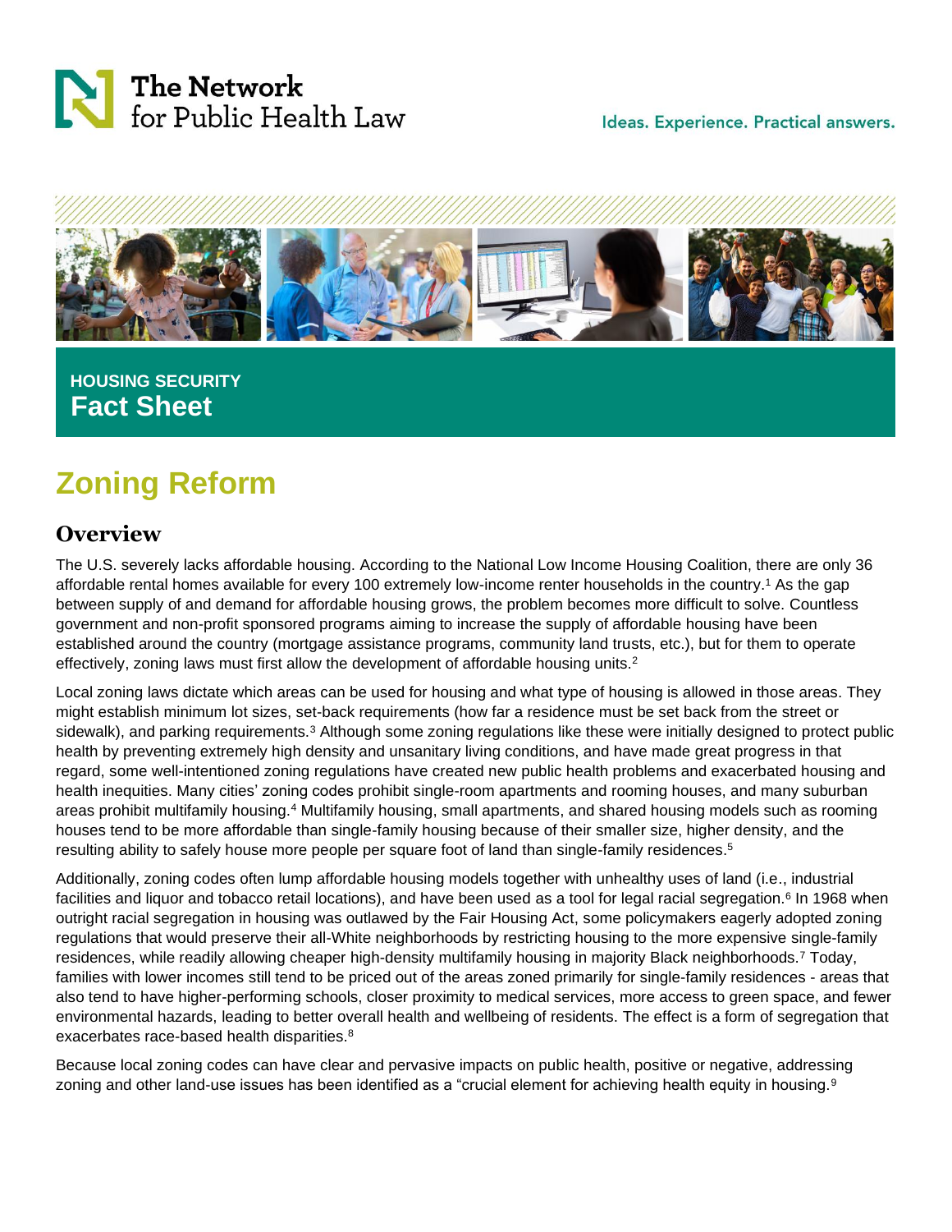# The Network for Public Health Law

Ideas. Experience. Practical answers.

**HOUSING SECURITY**
**Fact Sheet**

# Zoning Reform

## Overview

The U.S. severely lacks affordable housing. According to the National Low Income Housing Coalition, there are only 36 affordable rental homes available for every 100 extremely low-income renter households in the country.[1] As the gap between supply of and demand for affordable housing grows, the problem becomes more difficult to solve. Countless government and non-profit sponsored programs aiming to increase the supply of affordable housing have been established around the country (mortgage assistance programs, community land trusts, etc.), but for them to operate effectively, zoning laws must first allow the development of affordable housing units.[2]

Local zoning laws dictate which areas can be used for housing and what type of housing is allowed in those areas. They might establish minimum lot sizes, set-back requirements (how far a residence must be set back from the street or sidewalk), and parking requirements.[3] Although some zoning regulations like these were initially designed to protect public health by preventing extremely high density and unsanitary living conditions, and have made great progress in that regard, some well-intentioned zoning regulations have created new public health problems and exacerbated housing and health inequities. Many cities' zoning codes prohibit single-room apartments and rooming houses, and many suburban areas prohibit multifamily housing.[4] Multifamily housing, small apartments, and shared housing models such as rooming houses tend to be more affordable than single-family housing because of their smaller size, higher density, and the resulting ability to safely house more people per square foot of land than single-family residences.[5]

Additionally, zoning codes often lump affordable housing models together with unhealthy uses of land (i.e., industrial facilities and liquor and tobacco retail locations), and have been used as a tool for legal racial segregation.[6] In 1968 when outright racial segregation in housing was outlawed by the Fair Housing Act, some policymakers eagerly adopted zoning regulations that would preserve their all-White neighborhoods by restricting housing to the more expensive single-family residences, while readily allowing cheaper high-density multifamily housing in majority Black neighborhoods.[7] Today, families with lower incomes still tend to be priced out of the areas zoned primarily for single-family residences - areas that also tend to have higher-performing schools, closer proximity to medical services, more access to green space, and fewer environmental hazards, leading to better overall health and wellbeing of residents. The effect is a form of segregation that exacerbates race-based health disparities.[8]

Because local zoning codes can have clear and pervasive impacts on public health, positive or negative, addressing zoning and other land-use issues has been identified as a "crucial element for achieving health equity in housing.[9]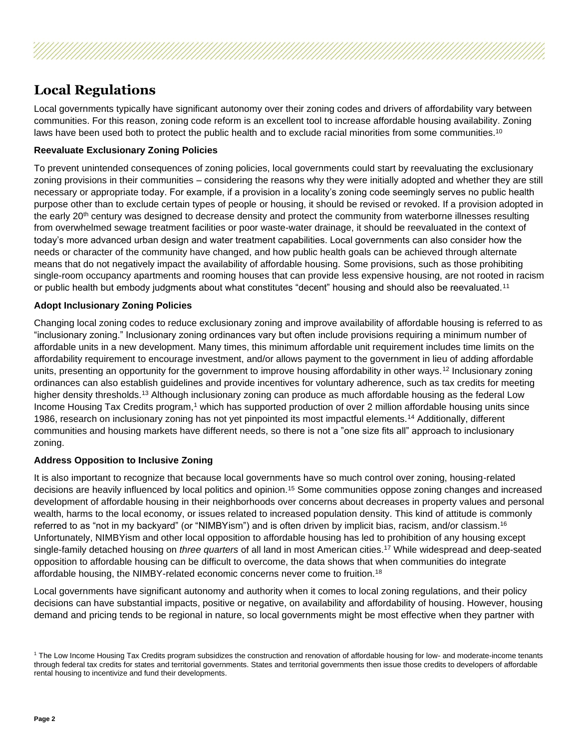## Local Regulations

Local governments typically have significant autonomy over their zoning codes and drivers of affordability vary between communities. For this reason, zoning code reform is an excellent tool to increase affordable housing availability. Zoning laws have been used both to protect the public health and to exclude racial minorities from some communities.[10]

### Reevaluate Exclusionary Zoning Policies

To prevent unintended consequences of zoning policies, local governments could start by reevaluating the exclusionary zoning provisions in their communities – considering the reasons why they were initially adopted and whether they are still necessary or appropriate today. For example, if a provision in a locality's zoning code seemingly serves no public health purpose other than to exclude certain types of people or housing, it should be revised or revoked. If a provision adopted in the early 20th century was designed to decrease density and protect the community from waterborne illnesses resulting from overwhelmed sewage treatment facilities or poor waste-water drainage, it should be reevaluated in the context of today's more advanced urban design and water treatment capabilities. Local governments can also consider how the needs or character of the community have changed, and how public health goals can be achieved through alternate means that do not negatively impact the availability of affordable housing. Some provisions, such as those prohibiting single-room occupancy apartments and rooming houses that can provide less expensive housing, are not rooted in racism or public health but embody judgments about what constitutes "decent" housing and should also be reevaluated.[11]

### Adopt Inclusionary Zoning Policies

Changing local zoning codes to reduce exclusionary zoning and improve availability of affordable housing is referred to as "inclusionary zoning." Inclusionary zoning ordinances vary but often include provisions requiring a minimum number of affordable units in a new development. Many times, this minimum affordable unit requirement includes time limits on the affordability requirement to encourage investment, and/or allows payment to the government in lieu of adding affordable units, presenting an opportunity for the government to improve housing affordability in other ways.[12] Inclusionary zoning ordinances can also establish guidelines and provide incentives for voluntary adherence, such as tax credits for meeting higher density thresholds.[13] Although inclusionary zoning can produce as much affordable housing as the federal Low Income Housing Tax Credits program,[1] which has supported production of over 2 million affordable housing units since 1986, research on inclusionary zoning has not yet pinpointed its most impactful elements.[14] Additionally, different communities and housing markets have different needs, so there is not a "one size fits all" approach to inclusionary zoning.

### Address Opposition to Inclusive Zoning

It is also important to recognize that because local governments have so much control over zoning, housing-related decisions are heavily influenced by local politics and opinion.[15] Some communities oppose zoning changes and increased development of affordable housing in their neighborhoods over concerns about decreases in property values and personal wealth, harms to the local economy, or issues related to increased population density. This kind of attitude is commonly referred to as "not in my backyard" (or "NIMBYism") and is often driven by implicit bias, racism, and/or classism.[16] Unfortunately, NIMBYism and other local opposition to affordable housing has led to prohibition of any housing except single-family detached housing on *three quarters* of all land in most American cities.[17] While widespread and deep-seated opposition to affordable housing can be difficult to overcome, the data shows that when communities do integrate affordable housing, the NIMBY-related economic concerns never come to fruition.[18]

Local governments have significant autonomy and authority when it comes to local zoning regulations, and their policy decisions can have substantial impacts, positive or negative, on availability and affordability of housing. However, housing demand and pricing tends to be regional in nature, so local governments might be most effective when they partner with

[1] The Low Income Housing Tax Credits program subsidizes the construction and renovation of affordable housing for low- and moderate-income tenants through federal tax credits for states and territorial governments. States and territorial governments then issue those credits to developers of affordable rental housing to incentivize and fund their developments.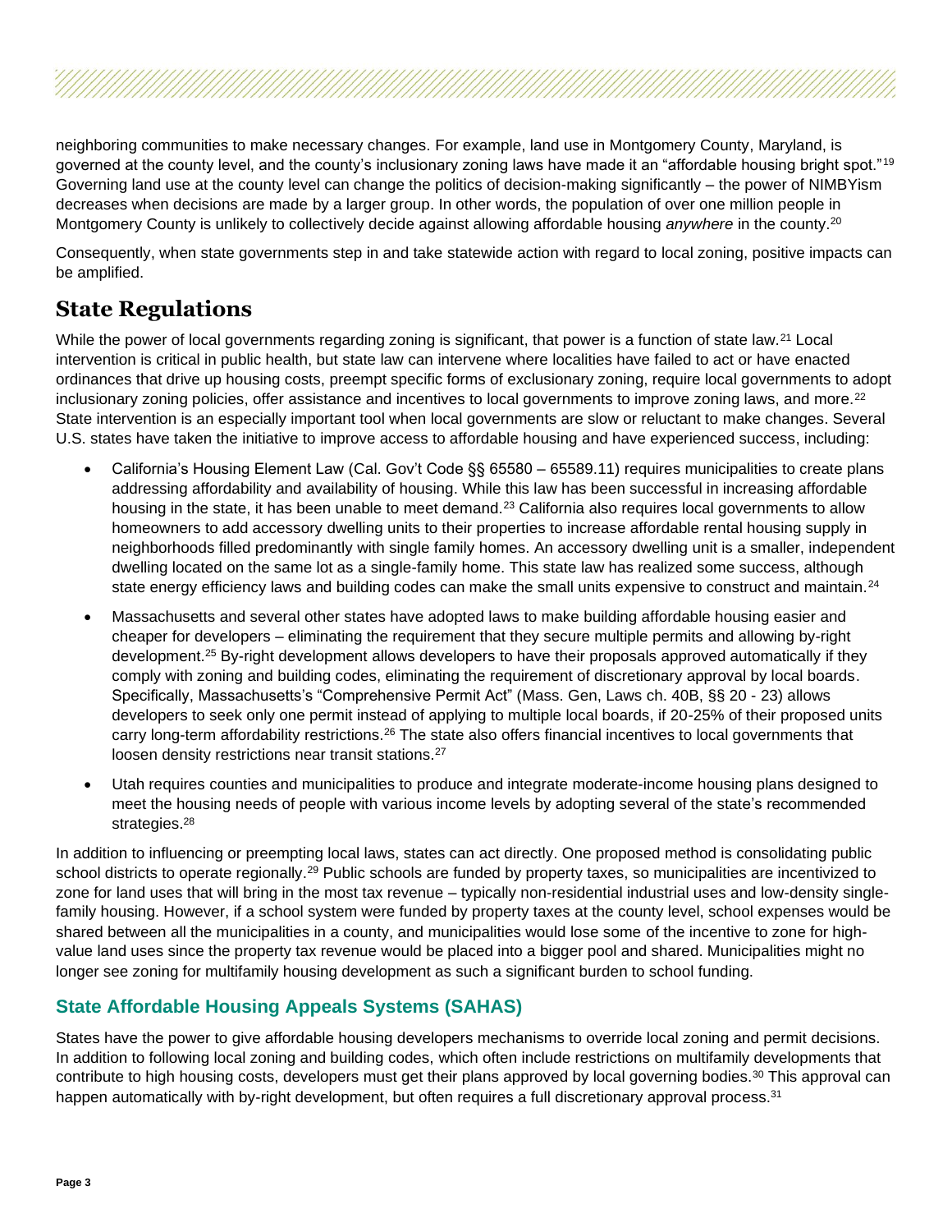neighboring communities to make necessary changes. For example, land use in Montgomery County, Maryland, is governed at the county level, and the county's inclusionary zoning laws have made it an "affordable housing bright spot."[19] Governing land use at the county level can change the politics of decision-making significantly – the power of NIMBYism decreases when decisions are made by a larger group. In other words, the population of over one million people in Montgomery County is unlikely to collectively decide against allowing affordable housing *anywhere* in the county.[20]

Consequently, when state governments step in and take statewide action with regard to local zoning, positive impacts can be amplified.

## State Regulations

While the power of local governments regarding zoning is significant, that power is a function of state law.[21] Local intervention is critical in public health, but state law can intervene where localities have failed to act or have enacted ordinances that drive up housing costs, preempt specific forms of exclusionary zoning, require local governments to adopt inclusionary zoning policies, offer assistance and incentives to local governments to improve zoning laws, and more.[22] State intervention is an especially important tool when local governments are slow or reluctant to make changes. Several U.S. states have taken the initiative to improve access to affordable housing and have experienced success, including:

- California's Housing Element Law (Cal. Gov't Code §§ 65580 – 65589.11) requires municipalities to create plans addressing affordability and availability of housing. While this law has been successful in increasing affordable housing in the state, it has been unable to meet demand.[23] California also requires local governments to allow homeowners to add accessory dwelling units to their properties to increase affordable rental housing supply in neighborhoods filled predominantly with single family homes. An accessory dwelling unit is a smaller, independent dwelling located on the same lot as a single-family home. This state law has realized some success, although state energy efficiency laws and building codes can make the small units expensive to construct and maintain.[24]
- Massachusetts and several other states have adopted laws to make building affordable housing easier and cheaper for developers – eliminating the requirement that they secure multiple permits and allowing by-right development.[25] By-right development allows developers to have their proposals approved automatically if they comply with zoning and building codes, eliminating the requirement of discretionary approval by local boards. Specifically, Massachusetts's "Comprehensive Permit Act" (Mass. Gen, Laws ch. 40B, §§ 20 - 23) allows developers to seek only one permit instead of applying to multiple local boards, if 20-25% of their proposed units carry long-term affordability restrictions.[26] The state also offers financial incentives to local governments that loosen density restrictions near transit stations.[27]
- Utah requires counties and municipalities to produce and integrate moderate-income housing plans designed to meet the housing needs of people with various income levels by adopting several of the state's recommended strategies.[28]

In addition to influencing or preempting local laws, states can act directly. One proposed method is consolidating public school districts to operate regionally.[29] Public schools are funded by property taxes, so municipalities are incentivized to zone for land uses that will bring in the most tax revenue – typically non-residential industrial uses and low-density single-family housing. However, if a school system were funded by property taxes at the county level, school expenses would be shared between all the municipalities in a county, and municipalities would lose some of the incentive to zone for high-value land uses since the property tax revenue would be placed into a bigger pool and shared. Municipalities might no longer see zoning for multifamily housing development as such a significant burden to school funding.

### State Affordable Housing Appeals Systems (SAHAS)

States have the power to give affordable housing developers mechanisms to override local zoning and permit decisions. In addition to following local zoning and building codes, which often include restrictions on multifamily developments that contribute to high housing costs, developers must get their plans approved by local governing bodies.[30] This approval can happen automatically with by-right development, but often requires a full discretionary approval process.[31]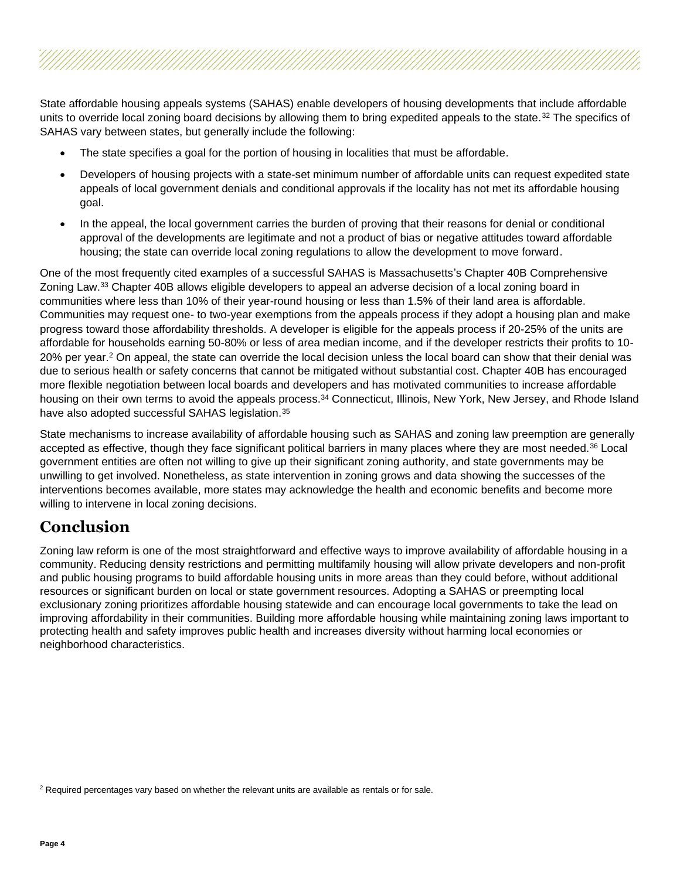State affordable housing appeals systems (SAHAS) enable developers of housing developments that include affordable units to override local zoning board decisions by allowing them to bring expedited appeals to the state.[32] The specifics of SAHAS vary between states, but generally include the following:

- The state specifies a goal for the portion of housing in localities that must be affordable.
- Developers of housing projects with a state-set minimum number of affordable units can request expedited state appeals of local government denials and conditional approvals if the locality has not met its affordable housing goal.
- In the appeal, the local government carries the burden of proving that their reasons for denial or conditional approval of the developments are legitimate and not a product of bias or negative attitudes toward affordable housing; the state can override local zoning regulations to allow the development to move forward.

One of the most frequently cited examples of a successful SAHAS is Massachusetts's Chapter 40B Comprehensive Zoning Law.[33] Chapter 40B allows eligible developers to appeal an adverse decision of a local zoning board in communities where less than 10% of their year-round housing or less than 1.5% of their land area is affordable. Communities may request one- to two-year exemptions from the appeals process if they adopt a housing plan and make progress toward those affordability thresholds. A developer is eligible for the appeals process if 20-25% of the units are affordable for households earning 50-80% or less of area median income, and if the developer restricts their profits to 10-20% per year.[2] On appeal, the state can override the local decision unless the local board can show that their denial was due to serious health or safety concerns that cannot be mitigated without substantial cost. Chapter 40B has encouraged more flexible negotiation between local boards and developers and has motivated communities to increase affordable housing on their own terms to avoid the appeals process.[34] Connecticut, Illinois, New York, New Jersey, and Rhode Island have also adopted successful SAHAS legislation.[35]

State mechanisms to increase availability of affordable housing such as SAHAS and zoning law preemption are generally accepted as effective, though they face significant political barriers in many places where they are most needed.[36] Local government entities are often not willing to give up their significant zoning authority, and state governments may be unwilling to get involved. Nonetheless, as state intervention in zoning grows and data showing the successes of the interventions becomes available, more states may acknowledge the health and economic benefits and become more willing to intervene in local zoning decisions.

## Conclusion

Zoning law reform is one of the most straightforward and effective ways to improve availability of affordable housing in a community. Reducing density restrictions and permitting multifamily housing will allow private developers and non-profit and public housing programs to build affordable housing units in more areas than they could before, without additional resources or significant burden on local or state government resources. Adopting a SAHAS or preempting local exclusionary zoning prioritizes affordable housing statewide and can encourage local governments to take the lead on improving affordability in their communities. Building more affordable housing while maintaining zoning laws important to protecting health and safety improves public health and increases diversity without harming local economies or neighborhood characteristics.

[2] Required percentages vary based on whether the relevant units are available as rentals or for sale.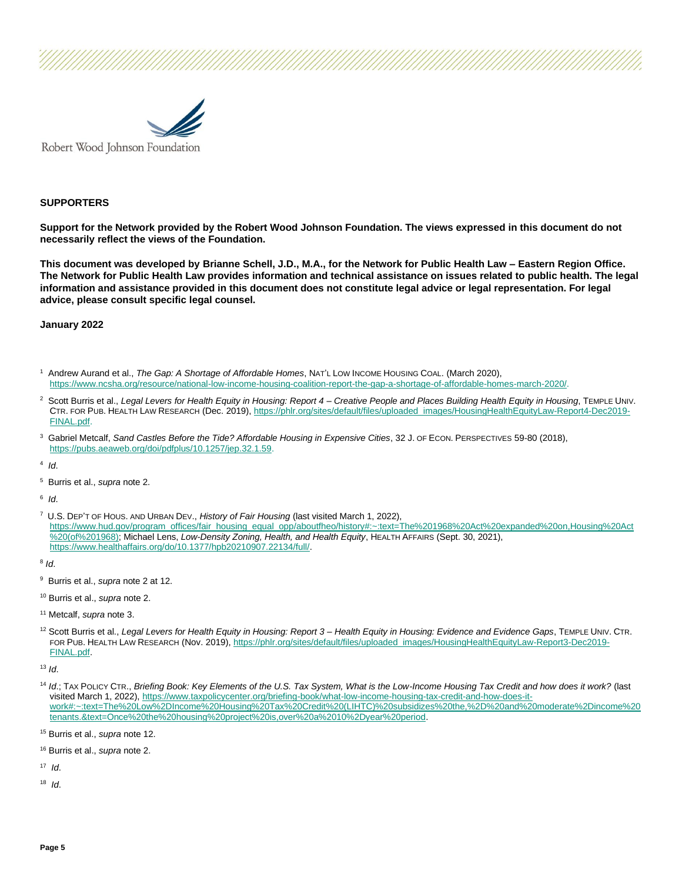Robert Wood Johnson Foundation

**SUPPORTERS**

**Support for the Network provided by the Robert Wood Johnson Foundation. The views expressed in this document do not necessarily reflect the views of the Foundation.**

**This document was developed by Brianne Schell, J.D., M.A., for the Network for Public Health Law – Eastern Region Office. The Network for Public Health Law provides information and technical assistance on issues related to public health. The legal information and assistance provided in this document does not constitute legal advice or legal representation. For legal advice, please consult specific legal counsel.**

**January 2022**

[1] Andrew Aurand et al., *The Gap: A Shortage of Affordable Homes*, NAT'L LOW INCOME HOUSING COAL. (March 2020), https://www.ncsha.org/resource/national-low-income-housing-coalition-report-the-gap-a-shortage-of-affordable-homes-march-2020/.

[2] Scott Burris et al., *Legal Levers for Health Equity in Housing: Report 4 – Creative People and Places Building Health Equity in Housing*, TEMPLE UNIV. CTR. FOR PUB. HEALTH LAW RESEARCH (Dec. 2019), https://phlr.org/sites/default/files/uploaded_images/HousingHealthEquityLaw-Report4-Dec2019-FINAL.pdf.

[3] Gabriel Metcalf, *Sand Castles Before the Tide? Affordable Housing in Expensive Cities*, 32 J. OF ECON. PERSPECTIVES 59-80 (2018), https://pubs.aeaweb.org/doi/pdfplus/10.1257/jep.32.1.59.

[4] *Id*.

[5] Burris et al., *supra* note 2.

[6] *Id*.

[7] U.S. DEP'T OF HOUS. AND URBAN DEV., *History of Fair Housing* (last visited March 1, 2022), https://www.hud.gov/program_offices/fair_housing_equal_opp/aboutfheo/history#:~:text=The%201968%20Act%20expanded%20on,Housing%20Act%20(of%201968); Michael Lens, *Low-Density Zoning, Health, and Health Equity*, HEALTH AFFAIRS (Sept. 30, 2021), https://www.healthaffairs.org/do/10.1377/hpb20210907.22134/full/.

[8] *Id*.

[9] Burris et al., *supra* note 2 at 12.

[10] Burris et al., *supra* note 2.

[11] Metcalf, *supra* note 3.

[12] Scott Burris et al., *Legal Levers for Health Equity in Housing: Report 3 – Health Equity in Housing: Evidence and Evidence Gaps*, TEMPLE UNIV. CTR. FOR PUB. HEALTH LAW RESEARCH (Nov. 2019), https://phlr.org/sites/default/files/uploaded_images/HousingHealthEquityLaw-Report3-Dec2019-FINAL.pdf.

[13] *Id*.

[14] *Id*.; TAX POLICY CTR., *Briefing Book: Key Elements of the U.S. Tax System, What is the Low-Income Housing Tax Credit and how does it work?* (last visited March 1, 2022), https://www.taxpolicycenter.org/briefing-book/what-low-income-housing-tax-credit-and-how-does-it-work#:~:text=The%20Low%2DIncome%20Housing%20Tax%20Credit%20(LIHTC)%20subsidizes%20the,%2D%20and%20moderate%2Dincome%20tenants.&text=Once%20the%20housing%20project%20is,over%20a%2010%2Dyear%20period.

[15] Burris et al., *supra* note 12.

[16] Burris et al., *supra* note 2.

[17] *Id*.

[18] *Id*.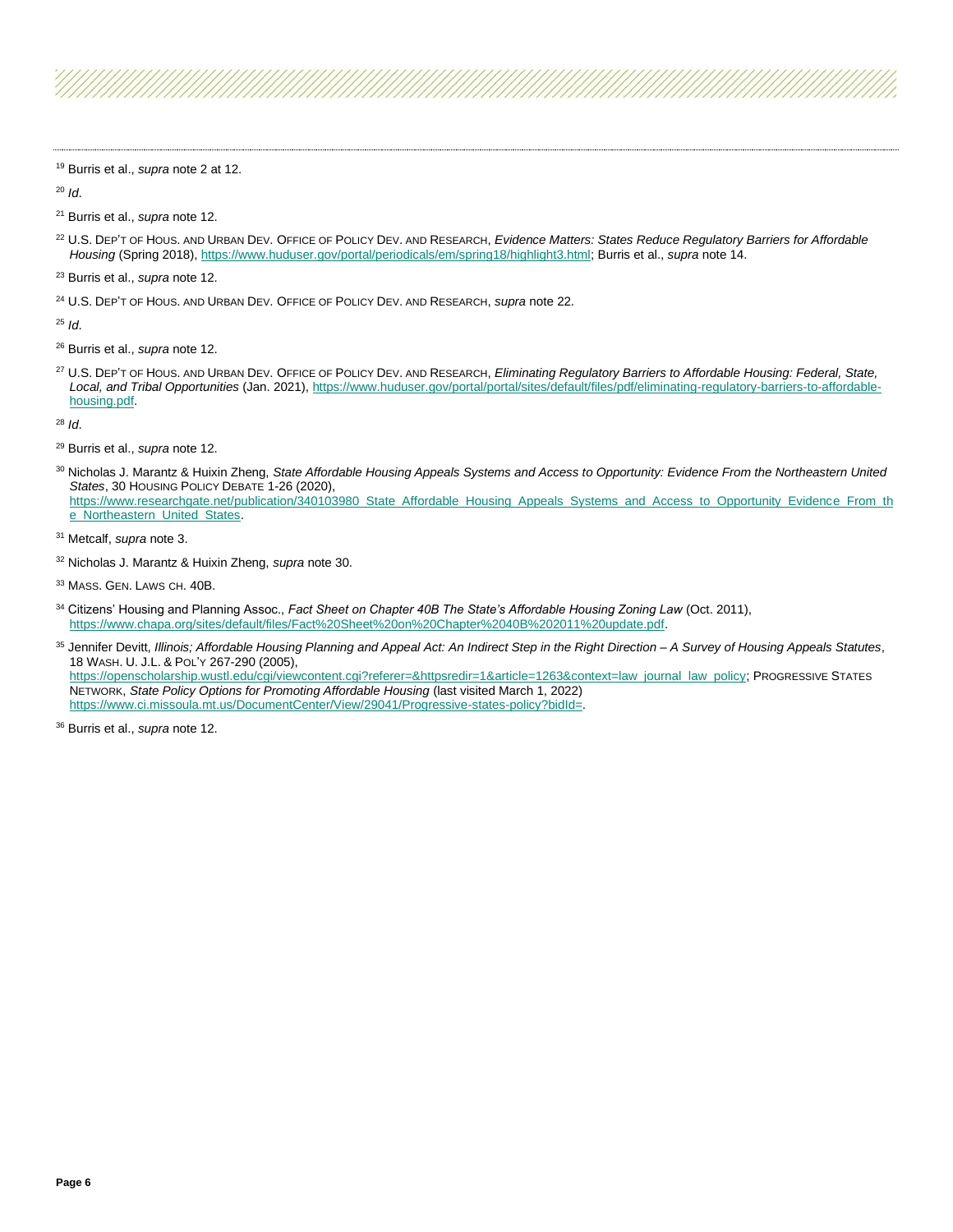[19] Burris et al., *supra* note 2 at 12.

[20] *Id*.

[21] Burris et al., *supra* note 12.

[22] U.S. Dep't of Hous. and Urban Dev. Office of Policy Dev. and Research, *Evidence Matters: States Reduce Regulatory Barriers for Affordable Housing* (Spring 2018), https://www.huduser.gov/portal/periodicals/em/spring18/highlight3.html; Burris et al., *supra* note 14.

[23] Burris et al., *supra* note 12.

[24] U.S. Dep't of Hous. and Urban Dev. Office of Policy Dev. and Research, *supra* note 22.

[25] *Id*.

[26] Burris et al., *supra* note 12.

[27] U.S. Dep't of Hous. and Urban Dev. Office of Policy Dev. and Research, *Eliminating Regulatory Barriers to Affordable Housing: Federal, State, Local, and Tribal Opportunities* (Jan. 2021), https://www.huduser.gov/portal/portal/sites/default/files/pdf/eliminating-regulatory-barriers-to-affordable-housing.pdf.

[28] *Id*.

[29] Burris et al., *supra* note 12.

[30] Nicholas J. Marantz & Huixin Zheng, *State Affordable Housing Appeals Systems and Access to Opportunity: Evidence From the Northeastern United States*, 30 Housing Policy Debate 1-26 (2020), https://www.researchgate.net/publication/340103980_State_Affordable_Housing_Appeals_Systems_and_Access_to_Opportunity_Evidence_From_the_Northeastern_United_States.

[31] Metcalf, *supra* note 3.

[32] Nicholas J. Marantz & Huixin Zheng, *supra* note 30.

[33] Mass. Gen. Laws ch. 40B.

[34] Citizens' Housing and Planning Assoc., *Fact Sheet on Chapter 40B The State's Affordable Housing Zoning Law* (Oct. 2011), https://www.chapa.org/sites/default/files/Fact%20Sheet%20on%20Chapter%2040B%202011%20update.pdf.

[35] Jennifer Devitt, *Illinois; Affordable Housing Planning and Appeal Act: An Indirect Step in the Right Direction – A Survey of Housing Appeals Statutes*, 18 Wash. U. J.L. & Pol'y 267-290 (2005), https://openscholarship.wustl.edu/cgi/viewcontent.cgi?referer=&httpsredir=1&article=1263&context=law_journal_law_policy; Progressive States Network, *State Policy Options for Promoting Affordable Housing* (last visited March 1, 2022) https://www.ci.missoula.mt.us/DocumentCenter/View/29041/Progressive-states-policy?bidId=.

[36] Burris et al., *supra* note 12.